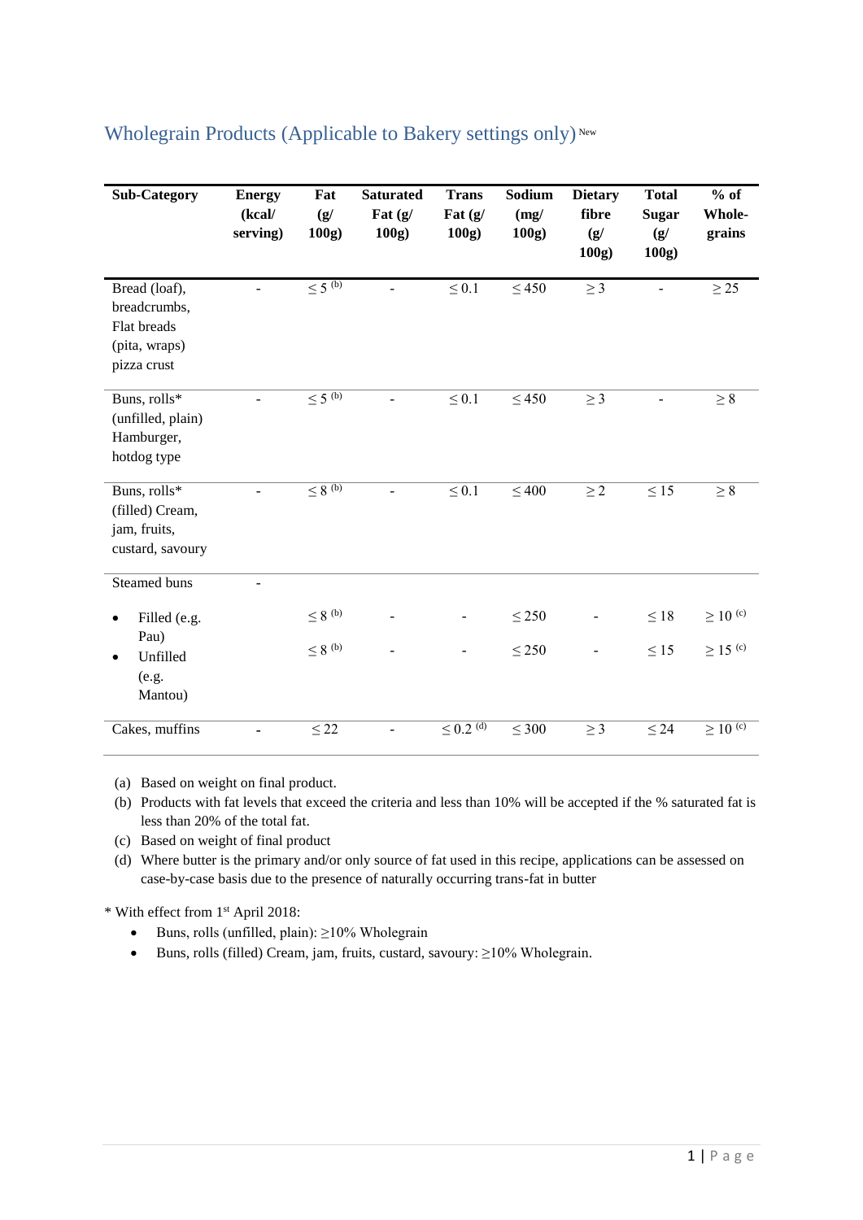## Wholegrain Products (Applicable to Bakery settings only) New

| Sub-Category | Energy (kcal/ serving) | Fat (g/ 100g) | Saturated Fat (g/ 100g) | Trans Fat (g/ 100g) | Sodium (mg/ 100g) | Dietary fibre (g/ 100g) | Total Sugar (g/ 100g) | % of Whole-grains |
|---|---|---|---|---|---|---|---|---|
| Bread (loaf), breadcrumbs, Flat breads (pita, wraps) pizza crust | - | ≤ 5 (b) | - | ≤ 0.1 | ≤ 450 | ≥ 3 | - | ≥ 25 |
| Buns, rolls* (unfilled, plain) Hamburger, hotdog type | - | ≤ 5 (b) | - | ≤ 0.1 | ≤ 450 | ≥ 3 | - | ≥ 8 |
| Buns, rolls* (filled) Cream, jam, fruits, custard, savoury | - | ≤ 8 (b) | - | ≤ 0.1 | ≤ 400 | ≥ 2 | ≤ 15 | ≥ 8 |
| Steamed buns | - | | | | | | | |
| • Filled (e.g. Pau) | | ≤ 8 (b) | - | - | ≤ 250 | - | ≤ 18 | ≥ 10 (c) |
| • Unfilled (e.g. Mantou) | | ≤ 8 (b) | - | - | ≤ 250 | - | ≤ 15 | ≥ 15 (c) |
| Cakes, muffins | - | ≤ 22 | - | ≤ 0.2 (d) | ≤ 300 | ≥ 3 | ≤ 24 | ≥ 10 (c) |

(a) Based on weight on final product.
(b) Products with fat levels that exceed the criteria and less than 10% will be accepted if the % saturated fat is less than 20% of the total fat.
(c) Based on weight of final product
(d) Where butter is the primary and/or only source of fat used in this recipe, applications can be assessed on case-by-case basis due to the presence of naturally occurring trans-fat in butter

\* With effect from 1st April 2018:

- Buns, rolls (unfilled, plain): ≥10% Wholegrain
- Buns, rolls (filled) Cream, jam, fruits, custard, savoury: ≥10% Wholegrain.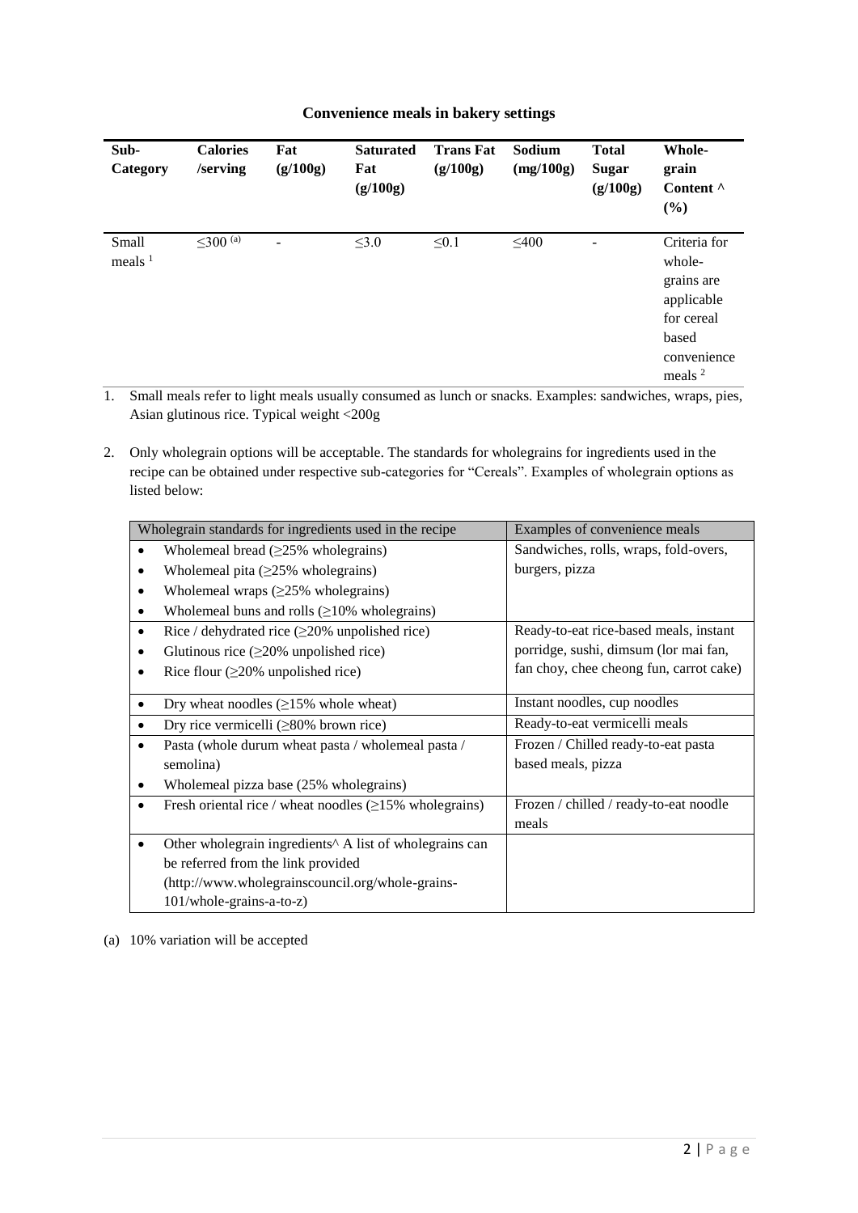## Convenience meals in bakery settings

| Sub-Category | Calories /serving | Fat (g/100g) | Saturated Fat (g/100g) | Trans Fat (g/100g) | Sodium (mg/100g) | Total Sugar (g/100g) | Whole-grain Content ^ (%) |
|---|---|---|---|---|---|---|---|
| Small meals [1] | ≤300 [(a)] | - | ≤3.0 | ≤0.1 | ≤400 | - | Criteria for whole-grains are applicable for cereal based convenience meals [2] |

1. Small meals refer to light meals usually consumed as lunch or snacks. Examples: sandwiches, wraps, pies, Asian glutinous rice. Typical weight <200g

2. Only wholegrain options will be acceptable. The standards for wholegrains for ingredients used in the recipe can be obtained under respective sub-categories for "Cereals". Examples of wholegrain options as listed below:

| Wholegrain standards for ingredients used in the recipe | Examples of convenience meals |
|---|---|
| • Wholemeal bread (≥25% wholegrains)<br>• Wholemeal pita (≥25% wholegrains)<br>• Wholemeal wraps (≥25% wholegrains)<br>• Wholemeal buns and rolls (≥10% wholegrains) | Sandwiches, rolls, wraps, fold-overs, burgers, pizza |
| • Rice / dehydrated rice (≥20% unpolished rice)<br>• Glutinous rice (≥20% unpolished rice)<br>• Rice flour (≥20% unpolished rice) | Ready-to-eat rice-based meals, instant porridge, sushi, dimsum (lor mai fan, fan choy, chee cheong fun, carrot cake) |
| • Dry wheat noodles (≥15% whole wheat) | Instant noodles, cup noodles |
| • Dry rice vermicelli (≥80% brown rice) | Ready-to-eat vermicelli meals |
| • Pasta (whole durum wheat pasta / wholemeal pasta / semolina)<br>• Wholemeal pizza base (25% wholegrains) | Frozen / Chilled ready-to-eat pasta based meals, pizza |
| • Fresh oriental rice / wheat noodles (≥15% wholegrains) | Frozen / chilled / ready-to-eat noodle meals |
| • Other wholegrain ingredients^ A list of wholegrains can be referred from the link provided (http://www.wholegrainscouncil.org/whole-grains-101/whole-grains-a-to-z) | |

(a) 10% variation will be accepted